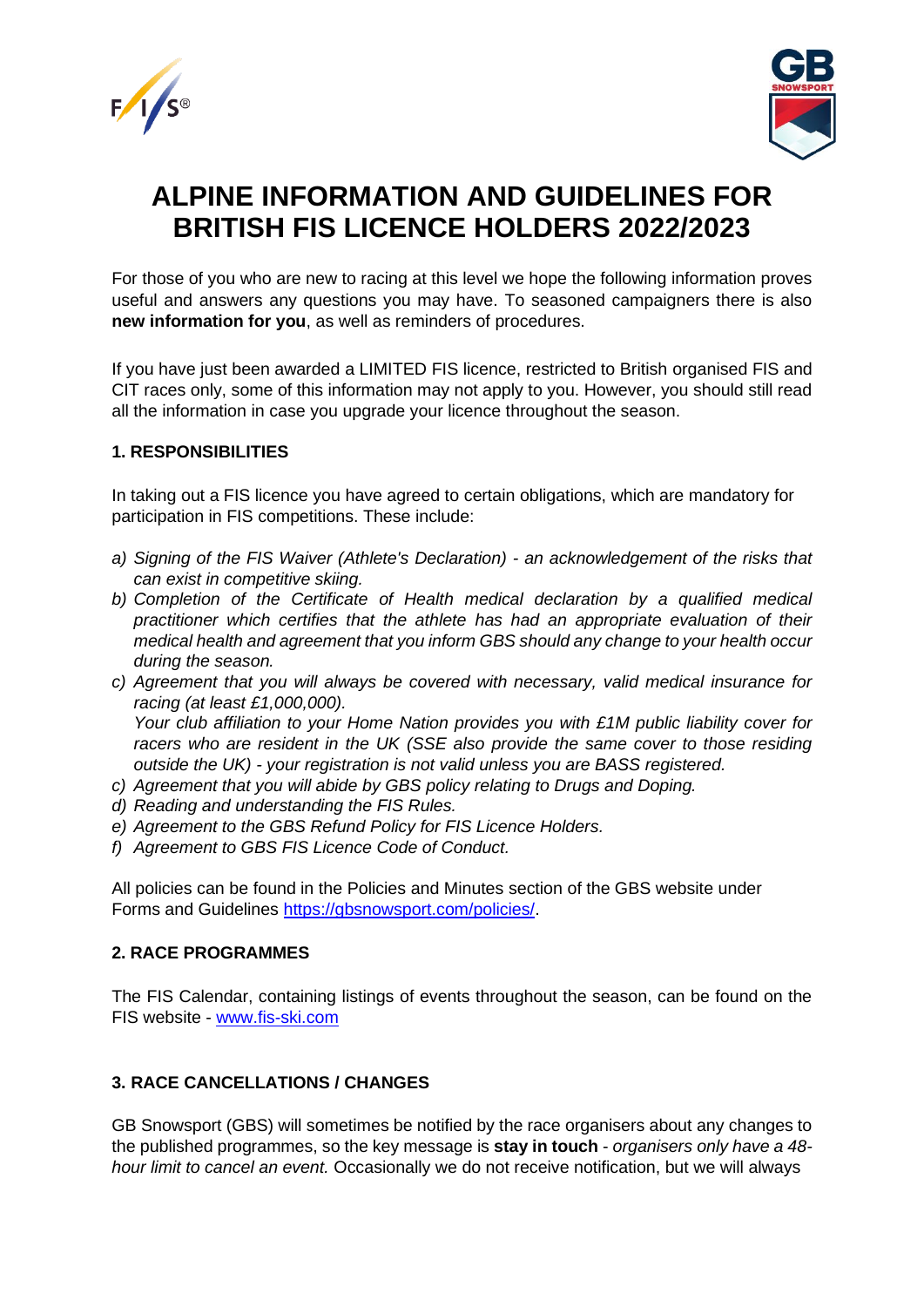# ALPINE INFORMATION AND GUIDELINES FOR BRITISH FIS LICENCE HOLDERS 2022/2023

For those of you who are new to racing at this level we hope the following information proves useful and answers any questions you may have. To seasoned campaigners there is also **new information for you**, as well as reminders of procedures.

If you have just been awarded a LIMITED FIS licence, restricted to British organised FIS and CIT races only, some of this information may not apply to you. However, you should still read all the information in case you upgrade your licence throughout the season.

## 1. RESPONSIBILITIES

In taking out a FIS licence you have agreed to certain obligations, which are mandatory for participation in FIS competitions. These include:

a) *Signing of the FIS Waiver (Athlete's Declaration) - an acknowledgement of the risks that can exist in competitive skiing.*
b) *Completion of the Certificate of Health medical declaration by a qualified medical practitioner which certifies that the athlete has had an appropriate evaluation of their medical health and agreement that you inform GBS should any change to your health occur during the season.*
c) *Agreement that you will always be covered with necessary, valid medical insurance for racing (at least £1,000,000).*
   *Your club affiliation to your Home Nation provides you with £1M public liability cover for racers who are resident in the UK (SSE also provide the same cover to those residing outside the UK) - your registration is not valid unless you are BASS registered.*
c) *Agreement that you will abide by GBS policy relating to Drugs and Doping.*
d) *Reading and understanding the FIS Rules.*
e) *Agreement to the GBS Refund Policy for FIS Licence Holders.*
f) *Agreement to GBS FIS Licence Code of Conduct.*

All policies can be found in the Policies and Minutes section of the GBS website under Forms and Guidelines [https://gbsnowsport.com/policies/](https://gbsnowsport.com/policies/).

## 2. RACE PROGRAMMES

The FIS Calendar, containing listings of events throughout the season, can be found on the FIS website - [www.fis-ski.com](http://www.fis-ski.com)

## 3. RACE CANCELLATIONS / CHANGES

GB Snowsport (GBS) will sometimes be notified by the race organisers about any changes to the published programmes, so the key message is **stay in touch** - *organisers only have a 48-hour limit to cancel an event.* Occasionally we do not receive notification, but we will always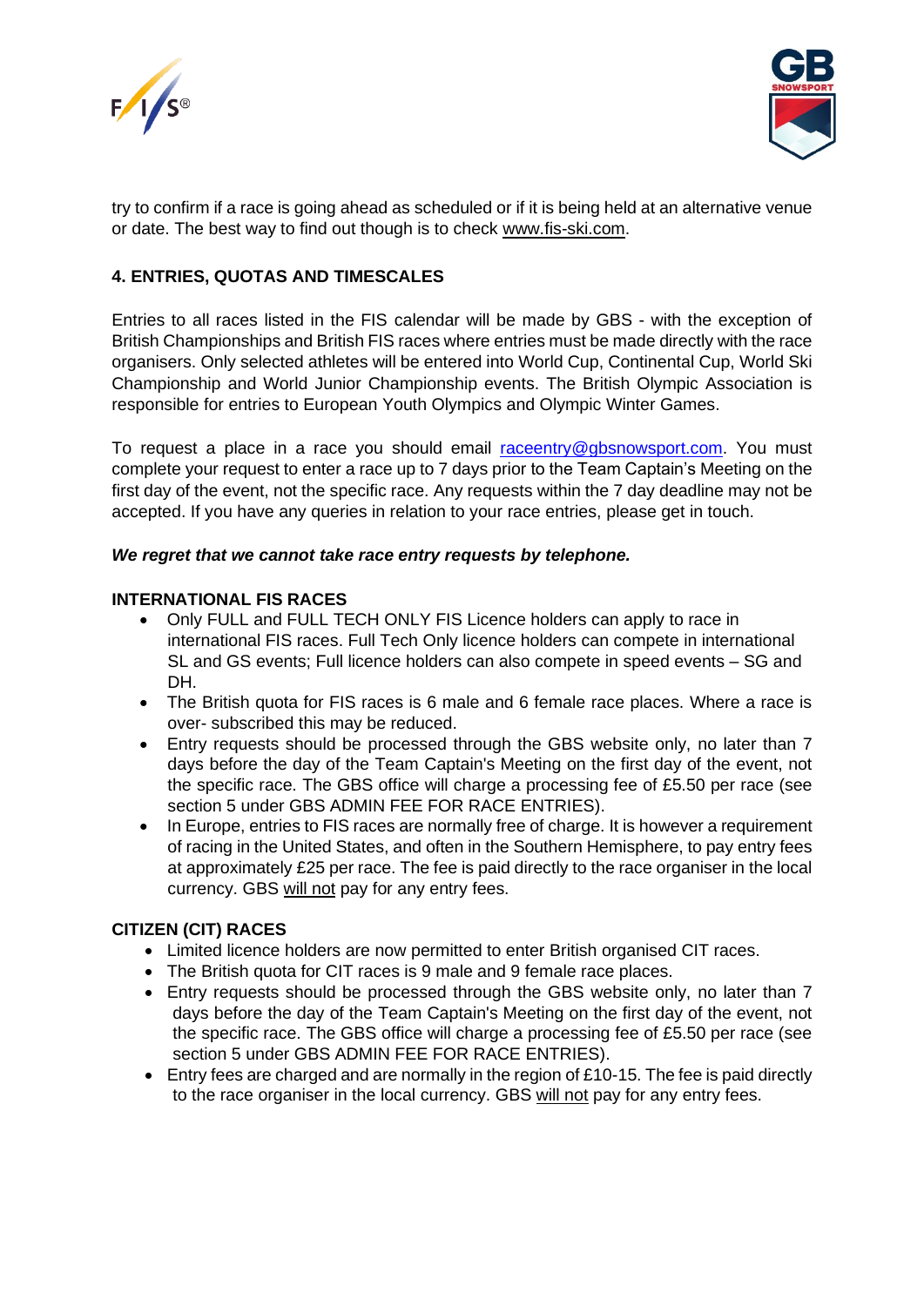try to confirm if a race is going ahead as scheduled or if it is being held at an alternative venue or date. The best way to find out though is to check www.fis-ski.com.

## 4. ENTRIES, QUOTAS AND TIMESCALES

Entries to all races listed in the FIS calendar will be made by GBS - with the exception of British Championships and British FIS races where entries must be made directly with the race organisers. Only selected athletes will be entered into World Cup, Continental Cup, World Ski Championship and World Junior Championship events. The British Olympic Association is responsible for entries to European Youth Olympics and Olympic Winter Games.

To request a place in a race you should email raceentry@gbsnowsport.com. You must complete your request to enter a race up to 7 days prior to the Team Captain's Meeting on the first day of the event, not the specific race. Any requests within the 7 day deadline may not be accepted. If you have any queries in relation to your race entries, please get in touch.

***We regret that we cannot take race entry requests by telephone.***

**INTERNATIONAL FIS RACES**

- Only FULL and FULL TECH ONLY FIS Licence holders can apply to race in international FIS races. Full Tech Only licence holders can compete in international SL and GS events; Full licence holders can also compete in speed events – SG and DH.
- The British quota for FIS races is 6 male and 6 female race places. Where a race is over- subscribed this may be reduced.
- Entry requests should be processed through the GBS website only, no later than 7 days before the day of the Team Captain's Meeting on the first day of the event, not the specific race. The GBS office will charge a processing fee of £5.50 per race (see section 5 under GBS ADMIN FEE FOR RACE ENTRIES).
- In Europe, entries to FIS races are normally free of charge. It is however a requirement of racing in the United States, and often in the Southern Hemisphere, to pay entry fees at approximately £25 per race. The fee is paid directly to the race organiser in the local currency. GBS will not pay for any entry fees.

**CITIZEN (CIT) RACES**

- Limited licence holders are now permitted to enter British organised CIT races.
- The British quota for CIT races is 9 male and 9 female race places.
- Entry requests should be processed through the GBS website only, no later than 7 days before the day of the Team Captain's Meeting on the first day of the event, not the specific race. The GBS office will charge a processing fee of £5.50 per race (see section 5 under GBS ADMIN FEE FOR RACE ENTRIES).
- Entry fees are charged and are normally in the region of £10-15. The fee is paid directly to the race organiser in the local currency. GBS will not pay for any entry fees.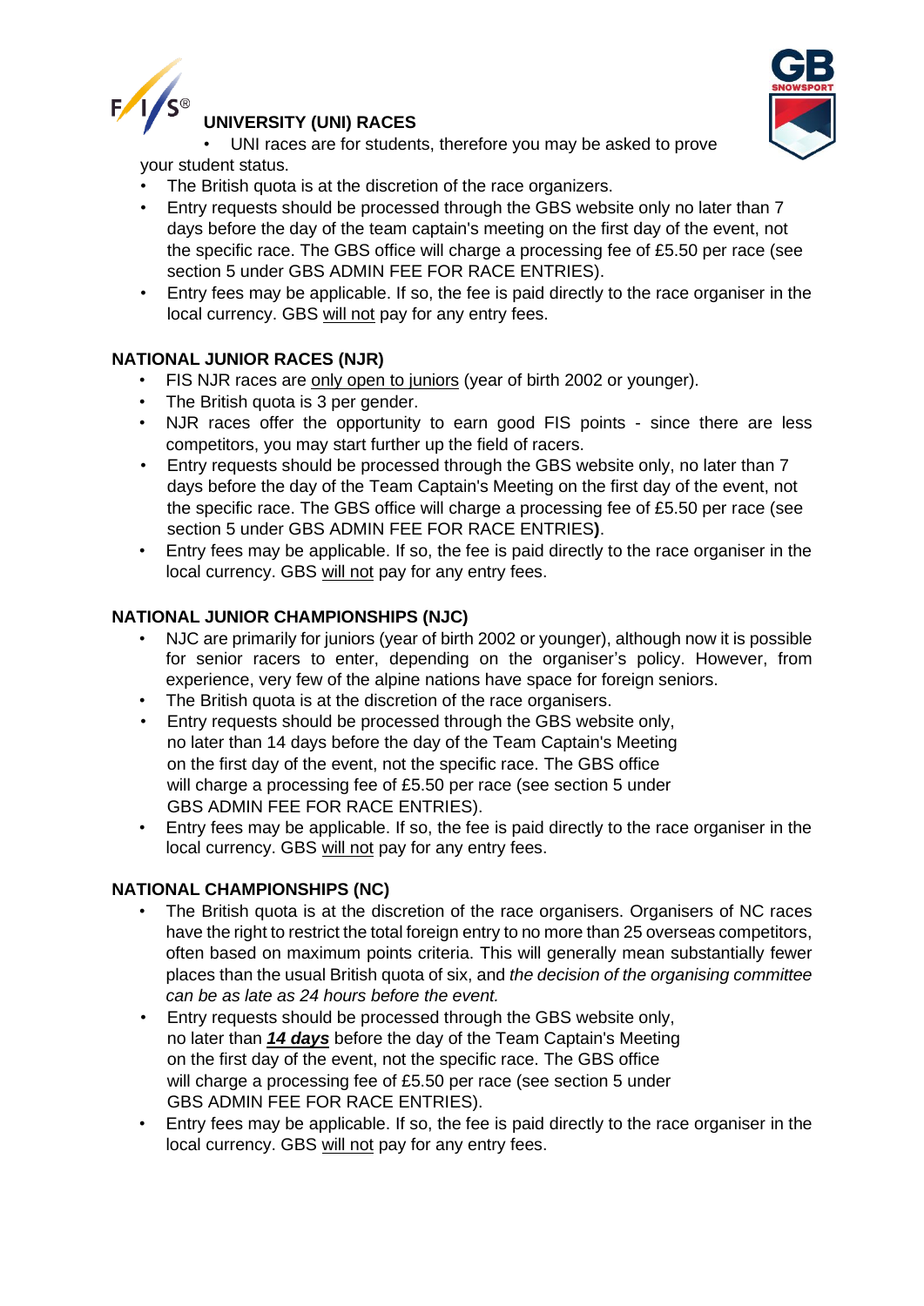## UNIVERSITY (UNI) RACES

- UNI races are for students, therefore you may be asked to prove your student status.
- The British quota is at the discretion of the race organizers.
- Entry requests should be processed through the GBS website only no later than 7 days before the day of the team captain's meeting on the first day of the event, not the specific race. The GBS office will charge a processing fee of £5.50 per race (see section 5 under GBS ADMIN FEE FOR RACE ENTRIES).
- Entry fees may be applicable. If so, the fee is paid directly to the race organiser in the local currency. GBS will not pay for any entry fees.

## NATIONAL JUNIOR RACES (NJR)

- FIS NJR races are only open to juniors (year of birth 2002 or younger).
- The British quota is 3 per gender.
- NJR races offer the opportunity to earn good FIS points - since there are less competitors, you may start further up the field of racers.
- Entry requests should be processed through the GBS website only, no later than 7 days before the day of the Team Captain's Meeting on the first day of the event, not the specific race. The GBS office will charge a processing fee of £5.50 per race (see section 5 under GBS ADMIN FEE FOR RACE ENTRIES**)**.
- Entry fees may be applicable. If so, the fee is paid directly to the race organiser in the local currency. GBS will not pay for any entry fees.

## NATIONAL JUNIOR CHAMPIONSHIPS (NJC)

- NJC are primarily for juniors (year of birth 2002 or younger), although now it is possible for senior racers to enter, depending on the organiser's policy. However, from experience, very few of the alpine nations have space for foreign seniors.
- The British quota is at the discretion of the race organisers.
- Entry requests should be processed through the GBS website only, no later than 14 days before the day of the Team Captain's Meeting on the first day of the event, not the specific race. The GBS office will charge a processing fee of £5.50 per race (see section 5 under GBS ADMIN FEE FOR RACE ENTRIES).
- Entry fees may be applicable. If so, the fee is paid directly to the race organiser in the local currency. GBS will not pay for any entry fees.

## NATIONAL CHAMPIONSHIPS (NC)

- The British quota is at the discretion of the race organisers. Organisers of NC races have the right to restrict the total foreign entry to no more than 25 overseas competitors, often based on maximum points criteria. This will generally mean substantially fewer places than the usual British quota of six, and *the decision of the organising committee can be as late as 24 hours before the event.*
- Entry requests should be processed through the GBS website only, no later than ***14 days*** before the day of the Team Captain's Meeting on the first day of the event, not the specific race. The GBS office will charge a processing fee of £5.50 per race (see section 5 under GBS ADMIN FEE FOR RACE ENTRIES).
- Entry fees may be applicable. If so, the fee is paid directly to the race organiser in the local currency. GBS will not pay for any entry fees.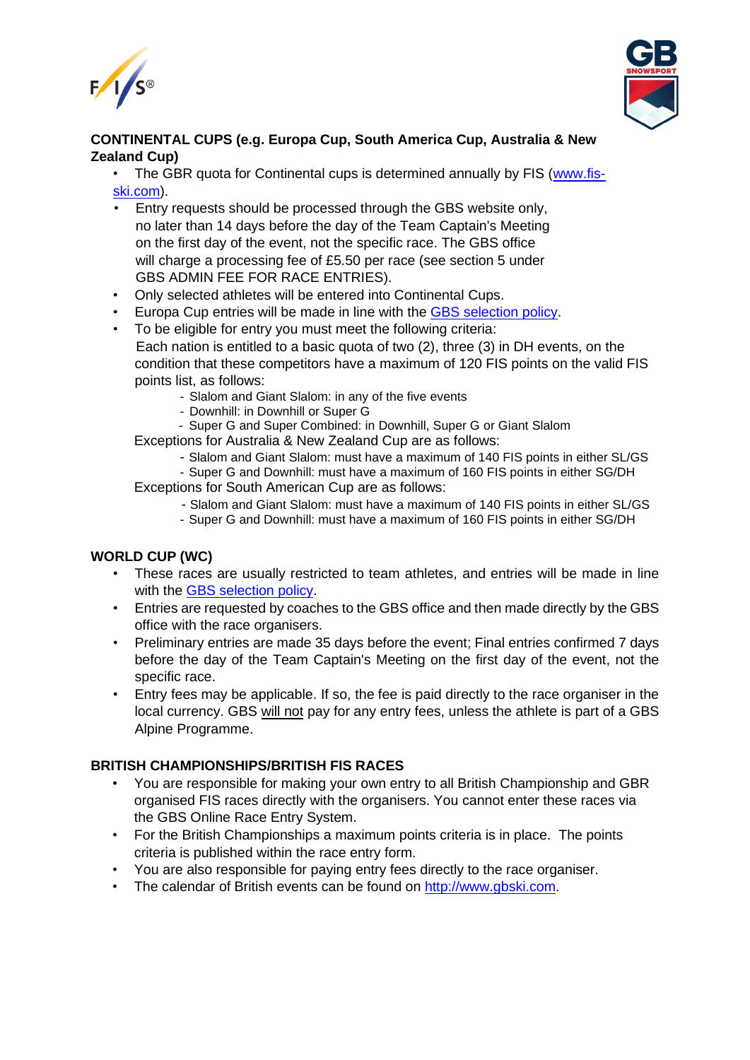## CONTINENTAL CUPS (e.g. Europa Cup, South America Cup, Australia & New Zealand Cup)

- The GBR quota for Continental cups is determined annually by FIS ([www.fis-ski.com](www.fis-ski.com)).
- Entry requests should be processed through the GBS website only, no later than 14 days before the day of the Team Captain's Meeting on the first day of the event, not the specific race. The GBS office will charge a processing fee of £5.50 per race (see section 5 under GBS ADMIN FEE FOR RACE ENTRIES).
- Only selected athletes will be entered into Continental Cups.
- Europa Cup entries will be made in line with the GBS selection policy.
- To be eligible for entry you must meet the following criteria:
  Each nation is entitled to a basic quota of two (2), three (3) in DH events, on the condition that these competitors have a maximum of 120 FIS points on the valid FIS points list, as follows:
    - Slalom and Giant Slalom: in any of the five events
    - Downhill: in Downhill or Super G
    - Super G and Super Combined: in Downhill, Super G or Giant Slalom

  Exceptions for Australia & New Zealand Cup are as follows:
    - Slalom and Giant Slalom: must have a maximum of 140 FIS points in either SL/GS
    - Super G and Downhill: must have a maximum of 160 FIS points in either SG/DH

  Exceptions for South American Cup are as follows:
    - Slalom and Giant Slalom: must have a maximum of 140 FIS points in either SL/GS
    - Super G and Downhill: must have a maximum of 160 FIS points in either SG/DH

## WORLD CUP (WC)

- These races are usually restricted to team athletes, and entries will be made in line with the GBS selection policy.
- Entries are requested by coaches to the GBS office and then made directly by the GBS office with the race organisers.
- Preliminary entries are made 35 days before the event; Final entries confirmed 7 days before the day of the Team Captain's Meeting on the first day of the event, not the specific race.
- Entry fees may be applicable. If so, the fee is paid directly to the race organiser in the local currency. GBS will not pay for any entry fees, unless the athlete is part of a GBS Alpine Programme.

## BRITISH CHAMPIONSHIPS/BRITISH FIS RACES

- You are responsible for making your own entry to all British Championship and GBR organised FIS races directly with the organisers. You cannot enter these races via the GBS Online Race Entry System.
- For the British Championships a maximum points criteria is in place. The points criteria is published within the race entry form.
- You are also responsible for paying entry fees directly to the race organiser.
- The calendar of British events can be found on [http://www.gbski.com](http://www.gbski.com).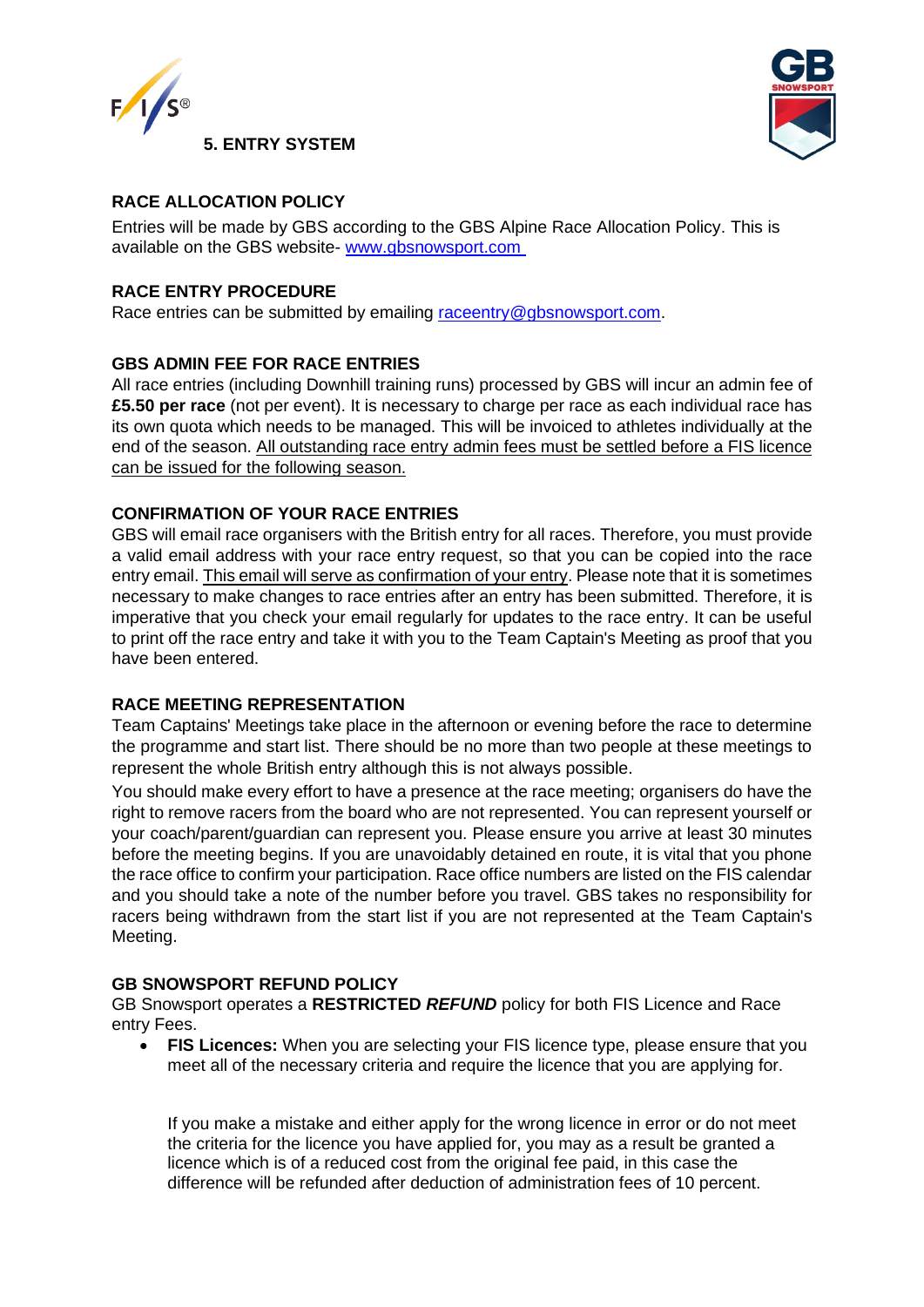## 5. ENTRY SYSTEM

### RACE ALLOCATION POLICY

Entries will be made by GBS according to the GBS Alpine Race Allocation Policy. This is available on the GBS website- www.gbsnowsport.com

### RACE ENTRY PROCEDURE

Race entries can be submitted by emailing raceentry@gbsnowsport.com.

### GBS ADMIN FEE FOR RACE ENTRIES

All race entries (including Downhill training runs) processed by GBS will incur an admin fee of **£5.50 per race** (not per event). It is necessary to charge per race as each individual race has its own quota which needs to be managed. This will be invoiced to athletes individually at the end of the season. All outstanding race entry admin fees must be settled before a FIS licence can be issued for the following season.

### CONFIRMATION OF YOUR RACE ENTRIES

GBS will email race organisers with the British entry for all races. Therefore, you must provide a valid email address with your race entry request, so that you can be copied into the race entry email. This email will serve as confirmation of your entry. Please note that it is sometimes necessary to make changes to race entries after an entry has been submitted. Therefore, it is imperative that you check your email regularly for updates to the race entry. It can be useful to print off the race entry and take it with you to the Team Captain's Meeting as proof that you have been entered.

### RACE MEETING REPRESENTATION

Team Captains' Meetings take place in the afternoon or evening before the race to determine the programme and start list. There should be no more than two people at these meetings to represent the whole British entry although this is not always possible.

You should make every effort to have a presence at the race meeting; organisers do have the right to remove racers from the board who are not represented. You can represent yourself or your coach/parent/guardian can represent you. Please ensure you arrive at least 30 minutes before the meeting begins. If you are unavoidably detained en route, it is vital that you phone the race office to confirm your participation. Race office numbers are listed on the FIS calendar and you should take a note of the number before you travel. GBS takes no responsibility for racers being withdrawn from the start list if you are not represented at the Team Captain's Meeting.

### GB SNOWSPORT REFUND POLICY

GB Snowsport operates a **RESTRICTED *REFUND*** policy for both FIS Licence and Race entry Fees.

- **FIS Licences:** When you are selecting your FIS licence type, please ensure that you meet all of the necessary criteria and require the licence that you are applying for.

  If you make a mistake and either apply for the wrong licence in error or do not meet the criteria for the licence you have applied for, you may as a result be granted a licence which is of a reduced cost from the original fee paid, in this case the difference will be refunded after deduction of administration fees of 10 percent.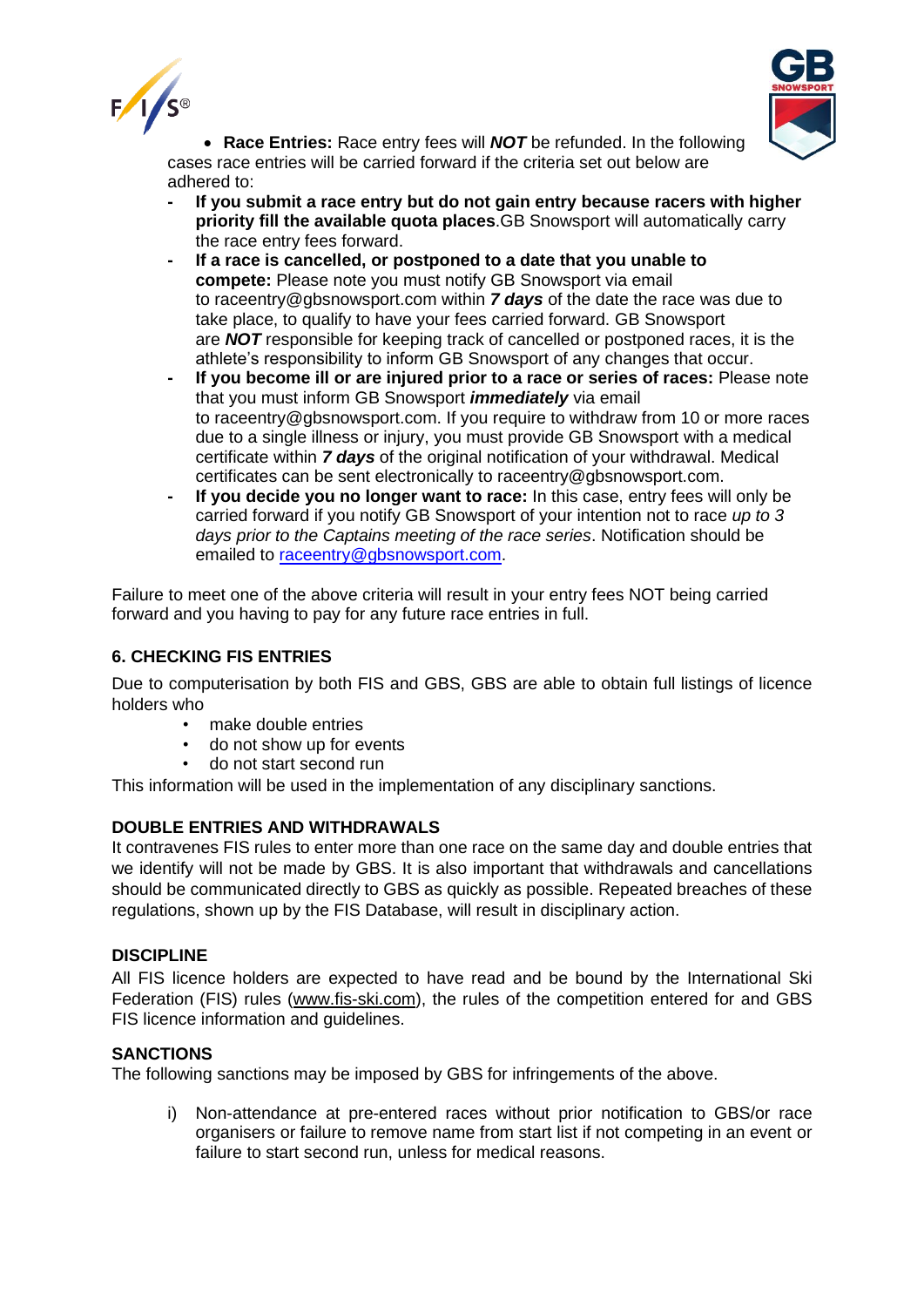- **Race Entries:** Race entry fees will ***NOT*** be refunded. In the following cases race entries will be carried forward if the criteria set out below are adhered to:
  - **If you submit a race entry but do not gain entry because racers with higher priority fill the available quota places**.GB Snowsport will automatically carry the race entry fees forward.
  - **If a race is cancelled, or postponed to a date that you unable to compete:** Please note you must notify GB Snowsport via email to raceentry@gbsnowsport.com within ***7 days*** of the date the race was due to take place, to qualify to have your fees carried forward. GB Snowsport are ***NOT*** responsible for keeping track of cancelled or postponed races, it is the athlete's responsibility to inform GB Snowsport of any changes that occur.
  - **If you become ill or are injured prior to a race or series of races:** Please note that you must inform GB Snowsport ***immediately*** via email to raceentry@gbsnowsport.com. If you require to withdraw from 10 or more races due to a single illness or injury, you must provide GB Snowsport with a medical certificate within ***7 days*** of the original notification of your withdrawal. Medical certificates can be sent electronically to raceentry@gbsnowsport.com.
  - **If you decide you no longer want to race:** In this case, entry fees will only be carried forward if you notify GB Snowsport of your intention not to race *up to 3 days prior to the Captains meeting of the race series*. Notification should be emailed to raceentry@gbsnowsport.com.

Failure to meet one of the above criteria will result in your entry fees NOT being carried forward and you having to pay for any future race entries in full.

## 6. CHECKING FIS ENTRIES

Due to computerisation by both FIS and GBS, GBS are able to obtain full listings of licence holders who

- make double entries
- do not show up for events
- do not start second run

This information will be used in the implementation of any disciplinary sanctions.

### DOUBLE ENTRIES AND WITHDRAWALS

It contravenes FIS rules to enter more than one race on the same day and double entries that we identify will not be made by GBS. It is also important that withdrawals and cancellations should be communicated directly to GBS as quickly as possible. Repeated breaches of these regulations, shown up by the FIS Database, will result in disciplinary action.

### DISCIPLINE

All FIS licence holders are expected to have read and be bound by the International Ski Federation (FIS) rules (www.fis-ski.com), the rules of the competition entered for and GBS FIS licence information and guidelines.

### SANCTIONS

The following sanctions may be imposed by GBS for infringements of the above.

i) Non-attendance at pre-entered races without prior notification to GBS/or race organisers or failure to remove name from start list if not competing in an event or failure to start second run, unless for medical reasons.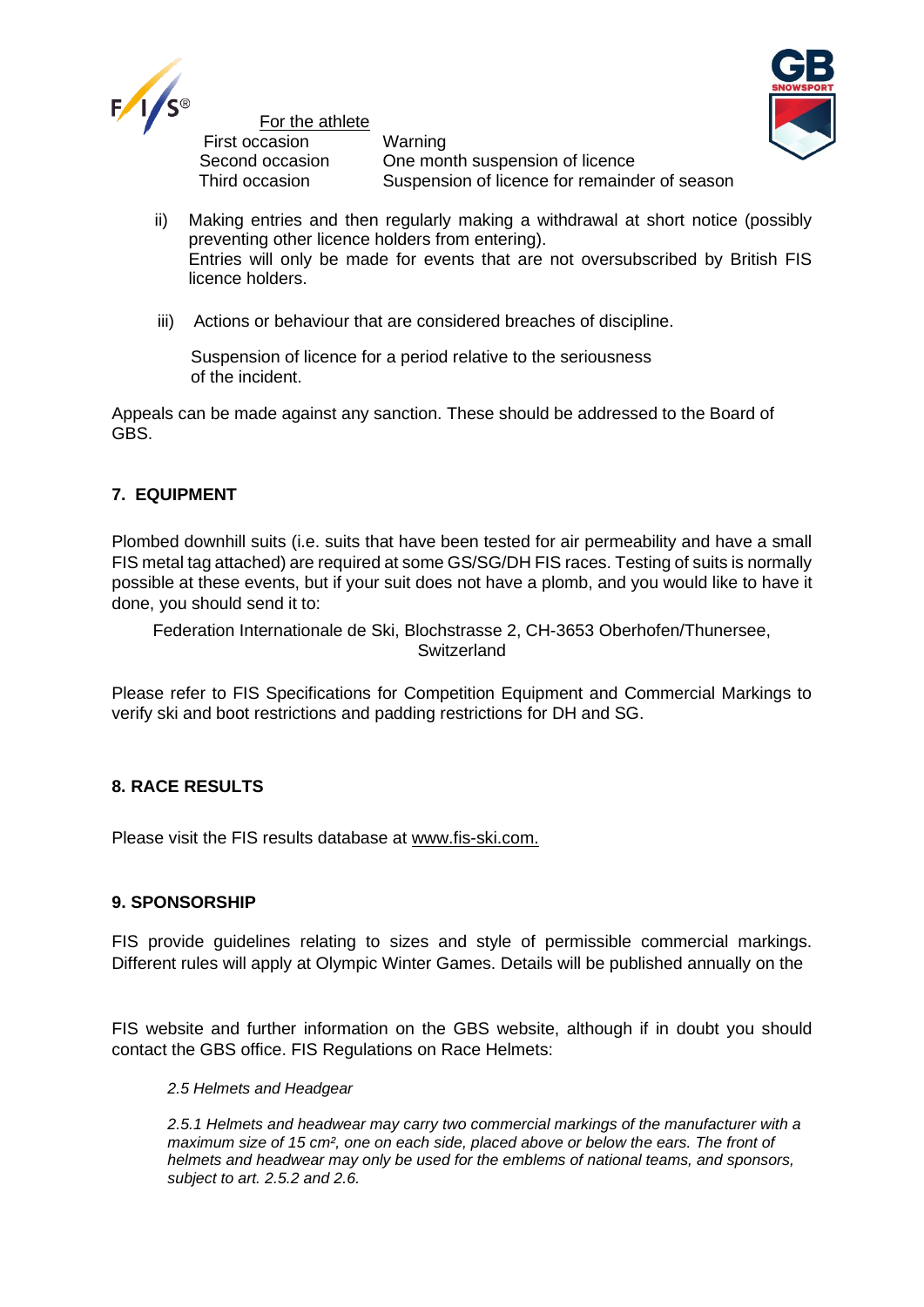For the athlete

| | |
|---|---|
| First occasion | Warning |
| Second occasion | One month suspension of licence |
| Third occasion | Suspension of licence for remainder of season |

ii) Making entries and then regularly making a withdrawal at short notice (possibly preventing other licence holders from entering).
Entries will only be made for events that are not oversubscribed by British FIS licence holders.

iii) Actions or behaviour that are considered breaches of discipline.

Suspension of licence for a period relative to the seriousness of the incident.

Appeals can be made against any sanction. These should be addressed to the Board of GBS.

## 7. EQUIPMENT

Plombed downhill suits (i.e. suits that have been tested for air permeability and have a small FIS metal tag attached) are required at some GS/SG/DH FIS races. Testing of suits is normally possible at these events, but if your suit does not have a plomb, and you would like to have it done, you should send it to:

Federation Internationale de Ski, Blochstrasse 2, CH-3653 Oberhofen/Thunersee, Switzerland

Please refer to FIS Specifications for Competition Equipment and Commercial Markings to verify ski and boot restrictions and padding restrictions for DH and SG.

## 8. RACE RESULTS

Please visit the FIS results database at www.fis-ski.com.

## 9. SPONSORSHIP

FIS provide guidelines relating to sizes and style of permissible commercial markings. Different rules will apply at Olympic Winter Games. Details will be published annually on the

FIS website and further information on the GBS website, although if in doubt you should contact the GBS office. FIS Regulations on Race Helmets:

*2.5 Helmets and Headgear*

*2.5.1 Helmets and headwear may carry two commercial markings of the manufacturer with a maximum size of 15 cm², one on each side, placed above or below the ears. The front of helmets and headwear may only be used for the emblems of national teams, and sponsors, subject to art. 2.5.2 and 2.6.*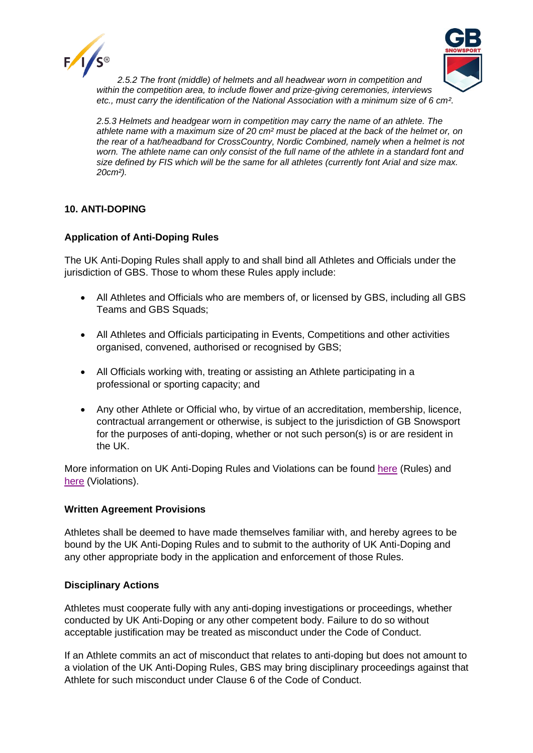*2.5.2 The front (middle) of helmets and all headwear worn in competition and within the competition area, to include flower and prize-giving ceremonies, interviews etc., must carry the identification of the National Association with a minimum size of 6 cm².*

*2.5.3 Helmets and headgear worn in competition may carry the name of an athlete. The athlete name with a maximum size of 20 cm² must be placed at the back of the helmet or, on the rear of a hat/headband for CrossCountry, Nordic Combined, namely when a helmet is not worn. The athlete name can only consist of the full name of the athlete in a standard font and size defined by FIS which will be the same for all athletes (currently font Arial and size max. 20cm²).*

## 10. ANTI-DOPING

### Application of Anti-Doping Rules

The UK Anti-Doping Rules shall apply to and shall bind all Athletes and Officials under the jurisdiction of GBS. Those to whom these Rules apply include:

- All Athletes and Officials who are members of, or licensed by GBS, including all GBS Teams and GBS Squads;
- All Athletes and Officials participating in Events, Competitions and other activities organised, convened, authorised or recognised by GBS;
- All Officials working with, treating or assisting an Athlete participating in a professional or sporting capacity; and
- Any other Athlete or Official who, by virtue of an accreditation, membership, licence, contractual arrangement or otherwise, is subject to the jurisdiction of GB Snowsport for the purposes of anti-doping, whether or not such person(s) is or are resident in the UK.

More information on UK Anti-Doping Rules and Violations can be found here (Rules) and here (Violations).

### Written Agreement Provisions

Athletes shall be deemed to have made themselves familiar with, and hereby agrees to be bound by the UK Anti-Doping Rules and to submit to the authority of UK Anti-Doping and any other appropriate body in the application and enforcement of those Rules.

### Disciplinary Actions

Athletes must cooperate fully with any anti-doping investigations or proceedings, whether conducted by UK Anti-Doping or any other competent body. Failure to do so without acceptable justification may be treated as misconduct under the Code of Conduct.

If an Athlete commits an act of misconduct that relates to anti-doping but does not amount to a violation of the UK Anti-Doping Rules, GBS may bring disciplinary proceedings against that Athlete for such misconduct under Clause 6 of the Code of Conduct.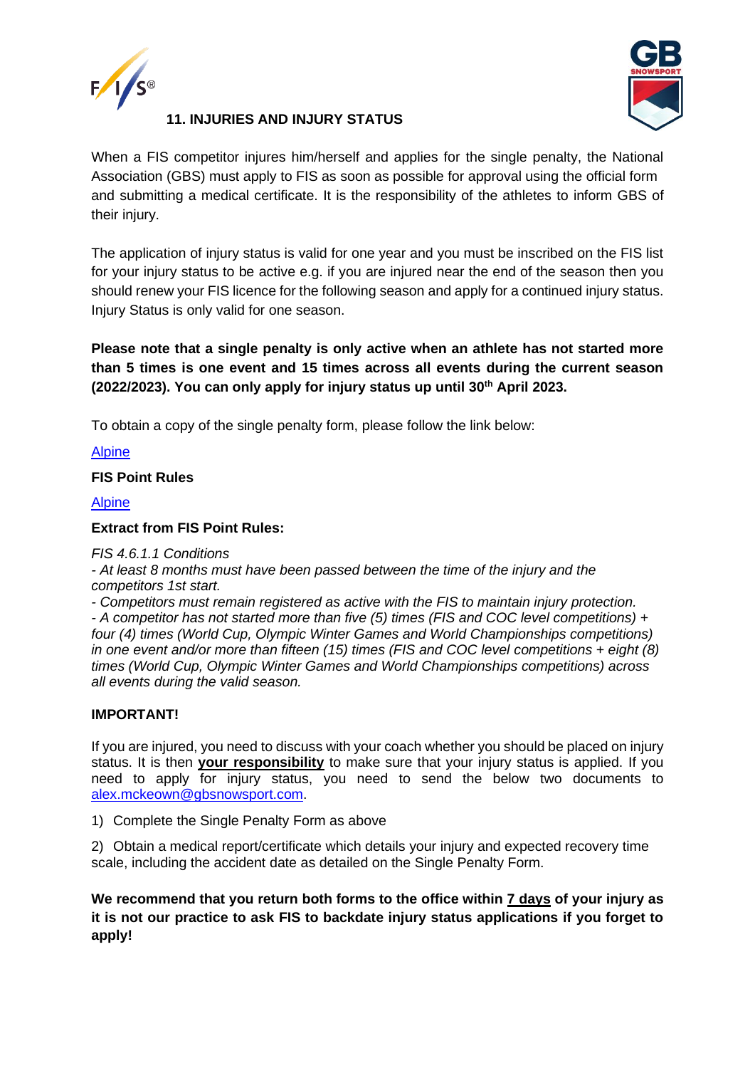## 11. INJURIES AND INJURY STATUS

When a FIS competitor injures him/herself and applies for the single penalty, the National Association (GBS) must apply to FIS as soon as possible for approval using the official form and submitting a medical certificate. It is the responsibility of the athletes to inform GBS of their injury.

The application of injury status is valid for one year and you must be inscribed on the FIS list for your injury status to be active e.g. if you are injured near the end of the season then you should renew your FIS licence for the following season and apply for a continued injury status. Injury Status is only valid for one season.

**Please note that a single penalty is only active when an athlete has not started more than 5 times is one event and 15 times across all events during the current season (2022/2023). You can only apply for injury status up until 30th April 2023.**

To obtain a copy of the single penalty form, please follow the link below:

Alpine

**FIS Point Rules**

Alpine

**Extract from FIS Point Rules:**

*FIS 4.6.1.1 Conditions*
*- At least 8 months must have been passed between the time of the injury and the competitors 1st start.*
*- Competitors must remain registered as active with the FIS to maintain injury protection.*
*- A competitor has not started more than five (5) times (FIS and COC level competitions) + four (4) times (World Cup, Olympic Winter Games and World Championships competitions) in one event and/or more than fifteen (15) times (FIS and COC level competitions + eight (8) times (World Cup, Olympic Winter Games and World Championships competitions) across all events during the valid season.*

**IMPORTANT!**

If you are injured, you need to discuss with your coach whether you should be placed on injury status. It is then **your responsibility** to make sure that your injury status is applied. If you need to apply for injury status, you need to send the below two documents to alex.mckeown@gbsnowsport.com.

1) Complete the Single Penalty Form as above

2) Obtain a medical report/certificate which details your injury and expected recovery time scale, including the accident date as detailed on the Single Penalty Form.

**We recommend that you return both forms to the office within 7 days of your injury as it is not our practice to ask FIS to backdate injury status applications if you forget to apply!**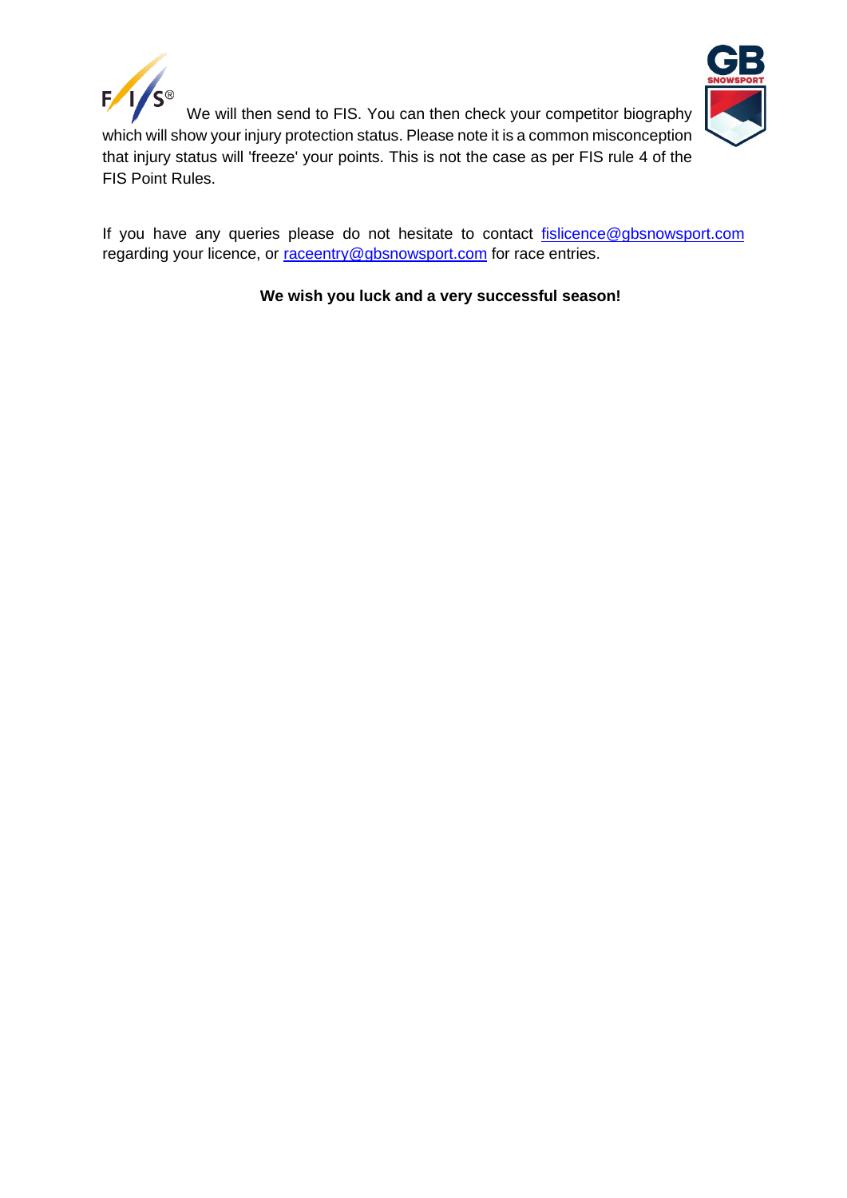We will then send to FIS. You can then check your competitor biography which will show your injury protection status. Please note it is a common misconception that injury status will 'freeze' your points. This is not the case as per FIS rule 4 of the FIS Point Rules.

If you have any queries please do not hesitate to contact fislicence@gbsnowsport.com regarding your licence, or raceentry@gbsnowsport.com for race entries.

**We wish you luck and a very successful season!**